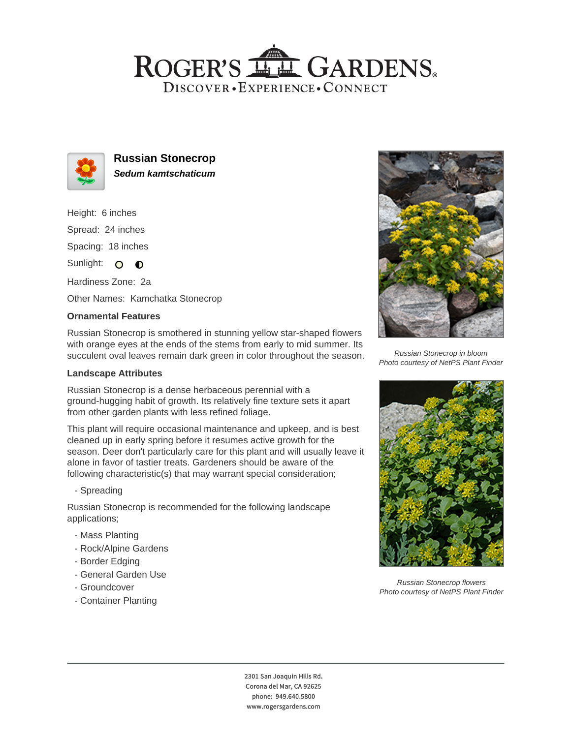# ROGER'S GARDENS

DISCOVER • EXPERIENCE • CONNECT

## Russian Stonecrop

***Sedum kamtschaticum***

Height: 6 inches

Spread: 24 inches

Spacing: 18 inches

Sunlight: ○ ◐

Hardiness Zone: 2a

Other Names: Kamchatka Stonecrop

### Ornamental Features

Russian Stonecrop is smothered in stunning yellow star-shaped flowers with orange eyes at the ends of the stems from early to mid summer. Its succulent oval leaves remain dark green in color throughout the season.

### Landscape Attributes

Russian Stonecrop is a dense herbaceous perennial with a ground-hugging habit of growth. Its relatively fine texture sets it apart from other garden plants with less refined foliage.

This plant will require occasional maintenance and upkeep, and is best cleaned up in early spring before it resumes active growth for the season. Deer don't particularly care for this plant and will usually leave it alone in favor of tastier treats. Gardeners should be aware of the following characteristic(s) that may warrant special consideration;

- Spreading

Russian Stonecrop is recommended for the following landscape applications;

- Mass Planting
- Rock/Alpine Gardens
- Border Edging
- General Garden Use
- Groundcover
- Container Planting

*Russian Stonecrop in bloom*
*Photo courtesy of NetPS Plant Finder*

*Russian Stonecrop flowers*
*Photo courtesy of NetPS Plant Finder*

2301 San Joaquin Hills Rd.
Corona del Mar, CA 92625
phone: 949.640.5800
www.rogersgardens.com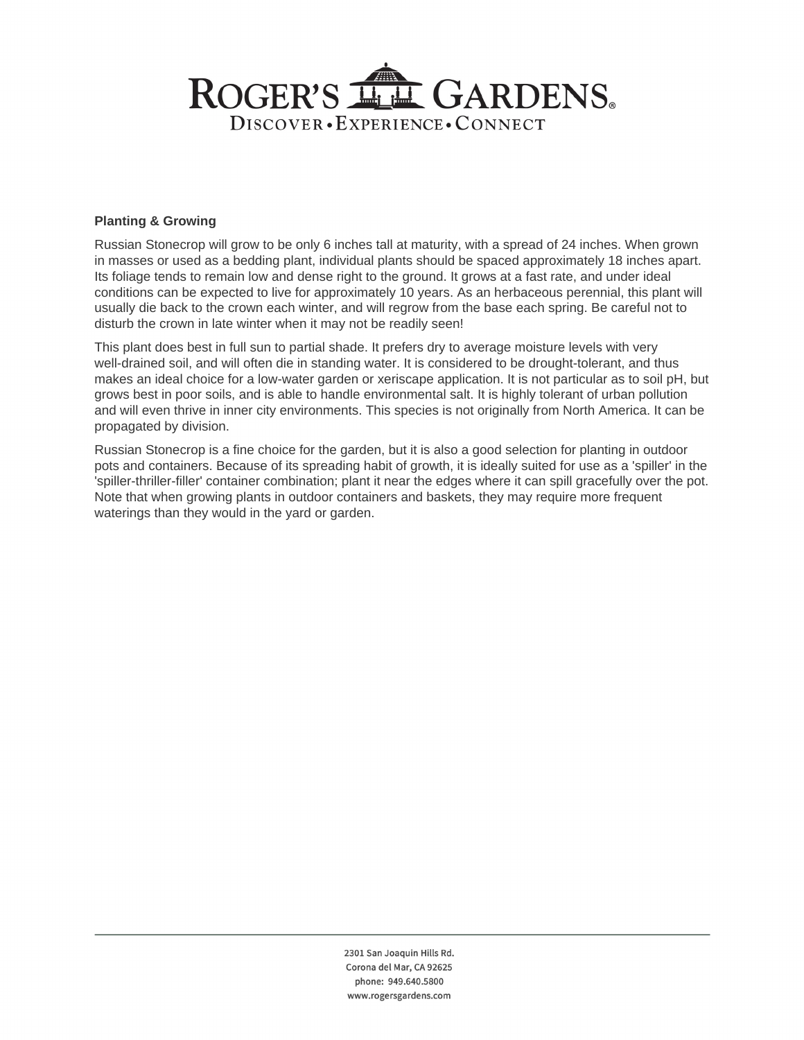**Planting & Growing**

Russian Stonecrop will grow to be only 6 inches tall at maturity, with a spread of 24 inches. When grown in masses or used as a bedding plant, individual plants should be spaced approximately 18 inches apart. Its foliage tends to remain low and dense right to the ground. It grows at a fast rate, and under ideal conditions can be expected to live for approximately 10 years. As an herbaceous perennial, this plant will usually die back to the crown each winter, and will regrow from the base each spring. Be careful not to disturb the crown in late winter when it may not be readily seen!

This plant does best in full sun to partial shade. It prefers dry to average moisture levels with very well-drained soil, and will often die in standing water. It is considered to be drought-tolerant, and thus makes an ideal choice for a low-water garden or xeriscape application. It is not particular as to soil pH, but grows best in poor soils, and is able to handle environmental salt. It is highly tolerant of urban pollution and will even thrive in inner city environments. This species is not originally from North America. It can be propagated by division.

Russian Stonecrop is a fine choice for the garden, but it is also a good selection for planting in outdoor pots and containers. Because of its spreading habit of growth, it is ideally suited for use as a 'spiller' in the 'spiller-thriller-filler' container combination; plant it near the edges where it can spill gracefully over the pot. Note that when growing plants in outdoor containers and baskets, they may require more frequent waterings than they would in the yard or garden.